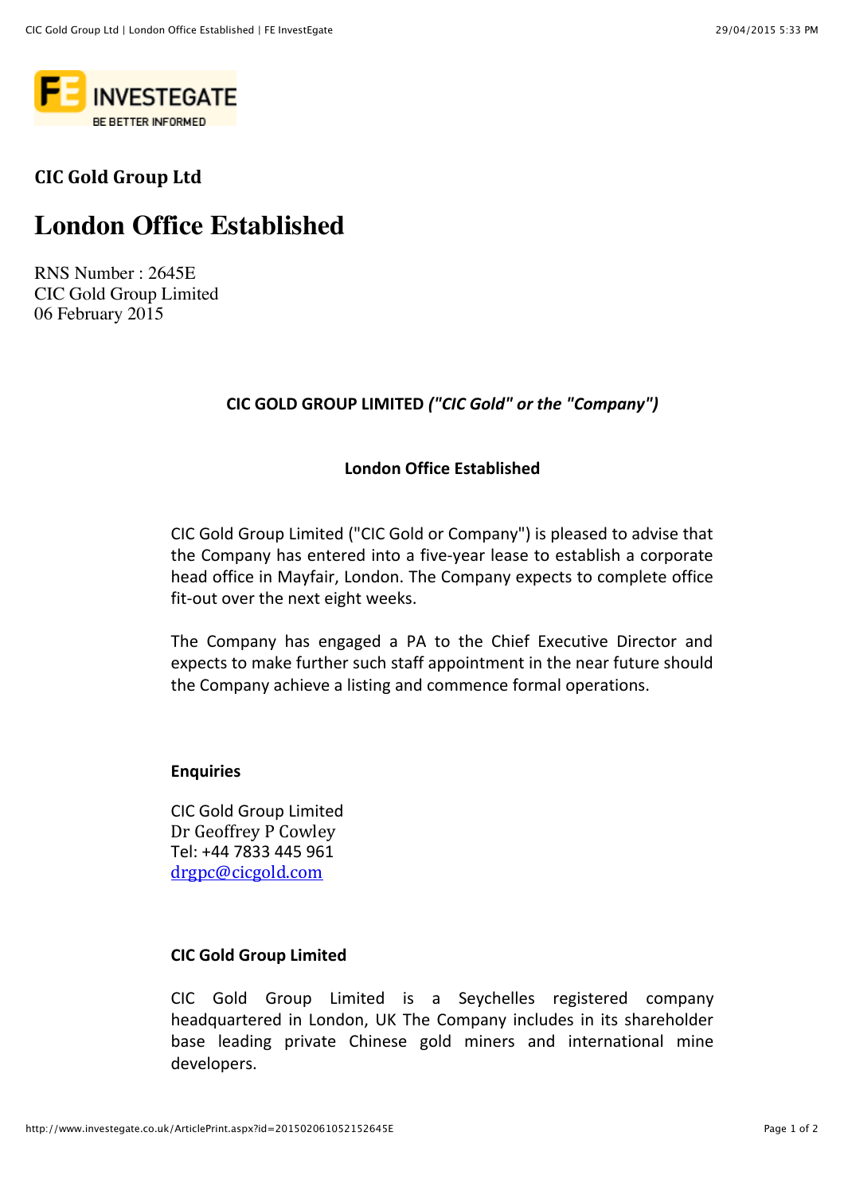# CIC Gold Group Ltd

## London Office Established

RNS Number : 2645E
CIC Gold Group Limited
06 February 2015

**CIC GOLD GROUP LIMITED *("CIC Gold" or the "Company")***

**London Office Established**

CIC Gold Group Limited ("CIC Gold or Company") is pleased to advise that the Company has entered into a five-year lease to establish a corporate head office in Mayfair, London. The Company expects to complete office fit-out over the next eight weeks.

The Company has engaged a PA to the Chief Executive Director and expects to make further such staff appointment in the near future should the Company achieve a listing and commence formal operations.

**Enquiries**

CIC Gold Group Limited
Dr Geoffrey P Cowley
Tel: +44 7833 445 961
drgpc@cicgold.com

**CIC Gold Group Limited**

CIC Gold Group Limited is a Seychelles registered company headquartered in London, UK The Company includes in its shareholder base leading private Chinese gold miners and international mine developers.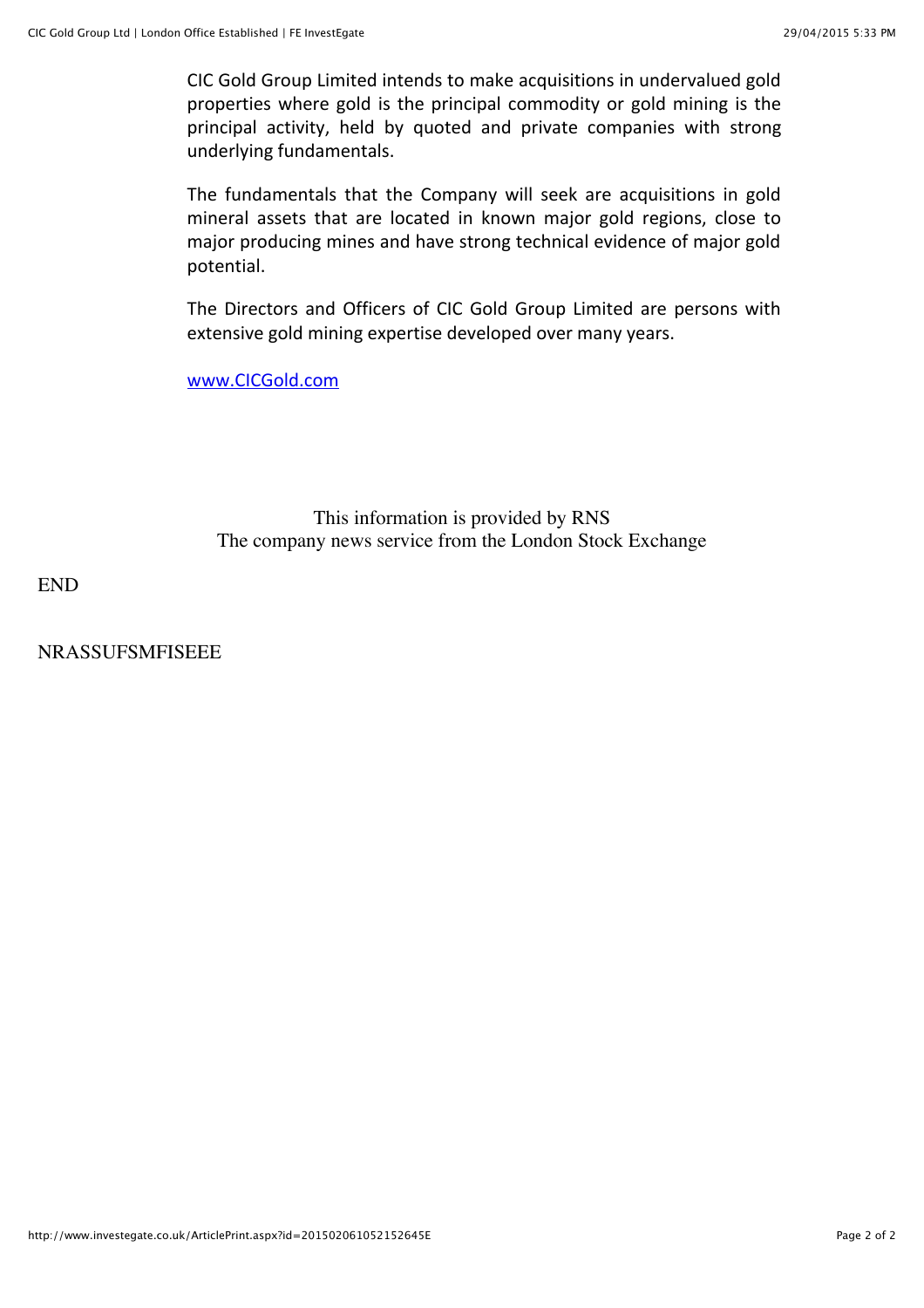CIC Gold Group Limited intends to make acquisitions in undervalued gold properties where gold is the principal commodity or gold mining is the principal activity, held by quoted and private companies with strong underlying fundamentals.

The fundamentals that the Company will seek are acquisitions in gold mineral assets that are located in known major gold regions, close to major producing mines and have strong technical evidence of major gold potential.

The Directors and Officers of CIC Gold Group Limited are persons with extensive gold mining expertise developed over many years.

www.CICGold.com

This information is provided by RNS
The company news service from the London Stock Exchange

END

NRASSUFSMFISEEE